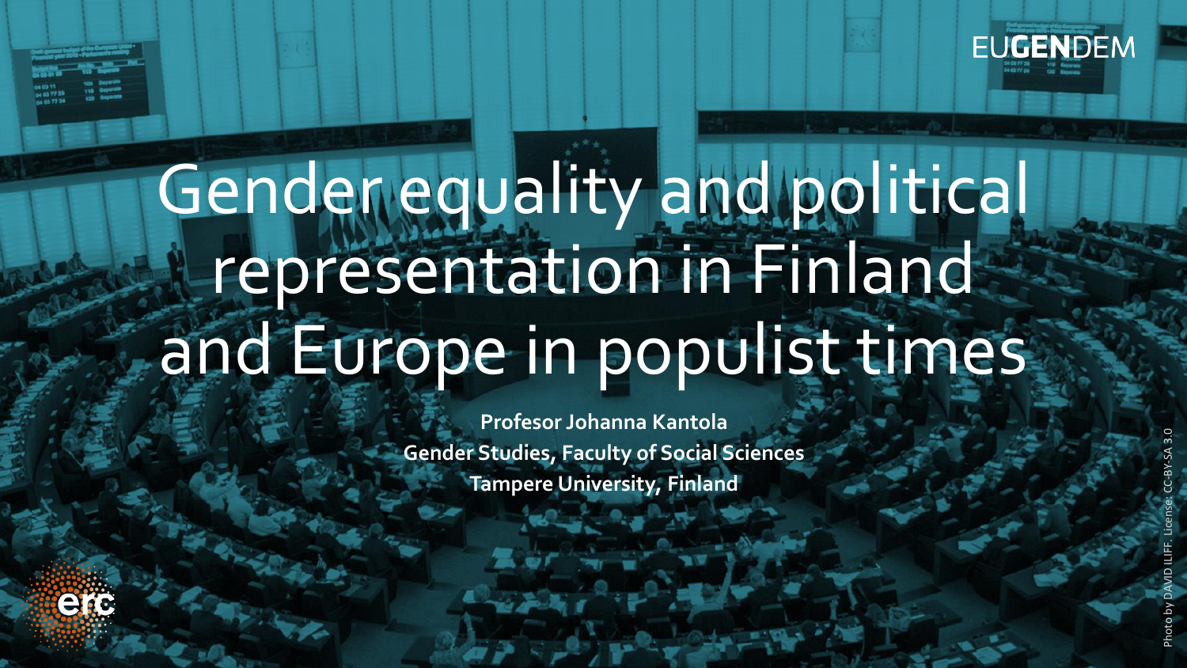EUGENDEM

# Gender equality and political representation in Finland and Europe in populist times

**Profesor Johanna Kantola**
**Gender Studies, Faculty of Social Sciences**
**Tampere University, Finland**

Photo by DAVID ILIFF. License: CC-BY-SA 3.0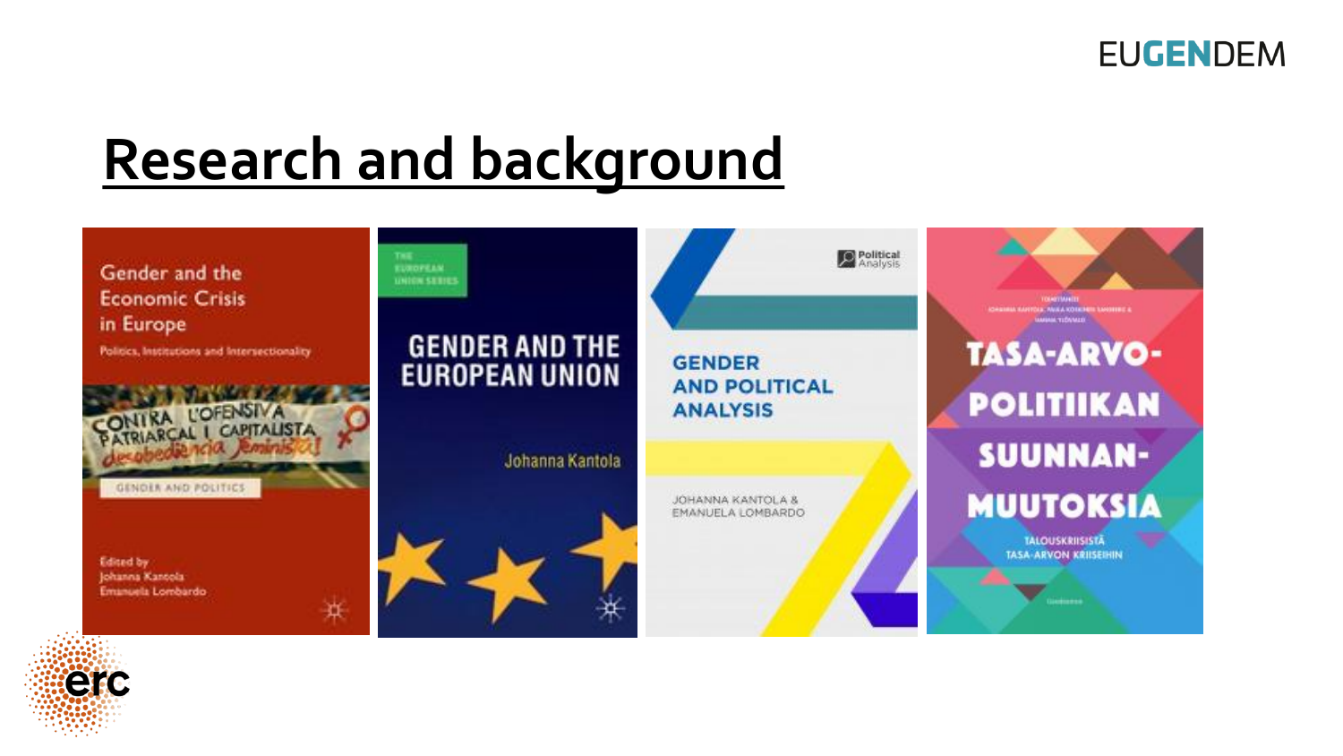# Research and background

Gender and the Economic Crisis in Europe

Politics, Institutions and Intersectionality

Edited by Johanna Kantola Emanuela Lombardo

GENDER AND THE EUROPEAN UNION

Johanna Kantola

GENDER AND POLITICAL ANALYSIS

JOHANNA KANTOLA & EMANUELA LOMBARDO

TASA-ARVO-POLITIIKAN SUUNNAN-MUUTOKSIA

TALOUSKRIISISTÄ TASA-ARVON KRIISEIHIN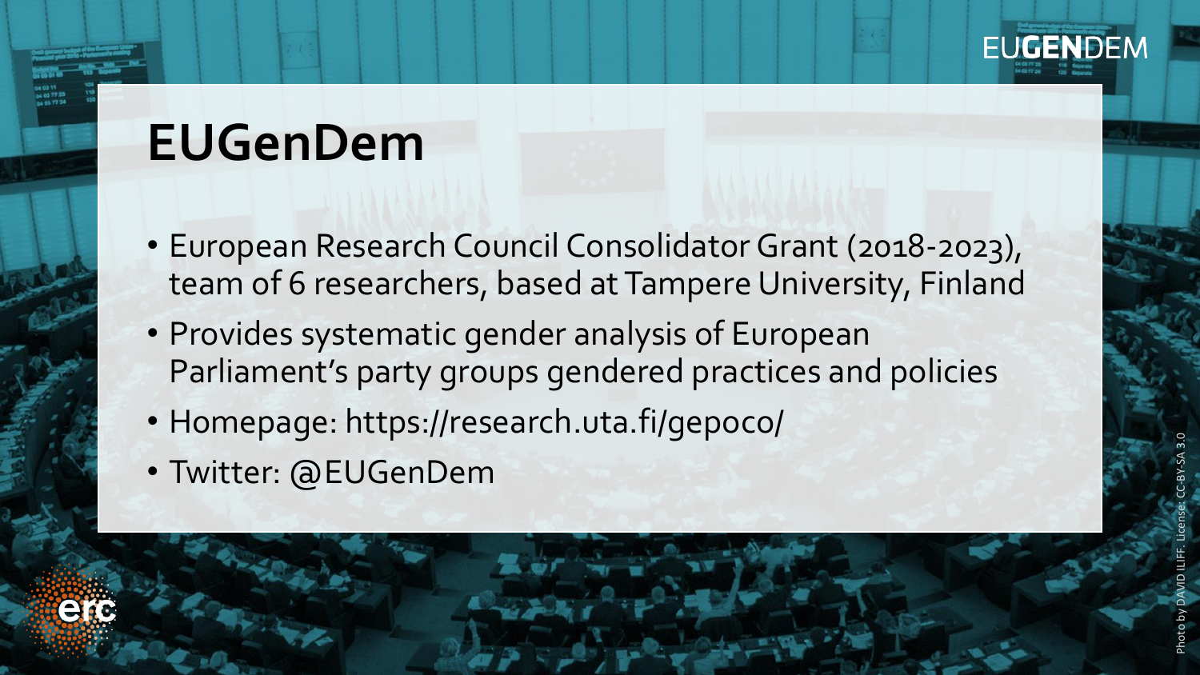EUGENDEM

# EUGenDem

- European Research Council Consolidator Grant (2018-2023), team of 6 researchers, based at Tampere University, Finland
- Provides systematic gender analysis of European Parliament's party groups gendered practices and policies
- Homepage: https://research.uta.fi/gepoco/
- Twitter: @EUGenDem

Photo by DAVID ILIFF. License: CC-BY-SA 3.0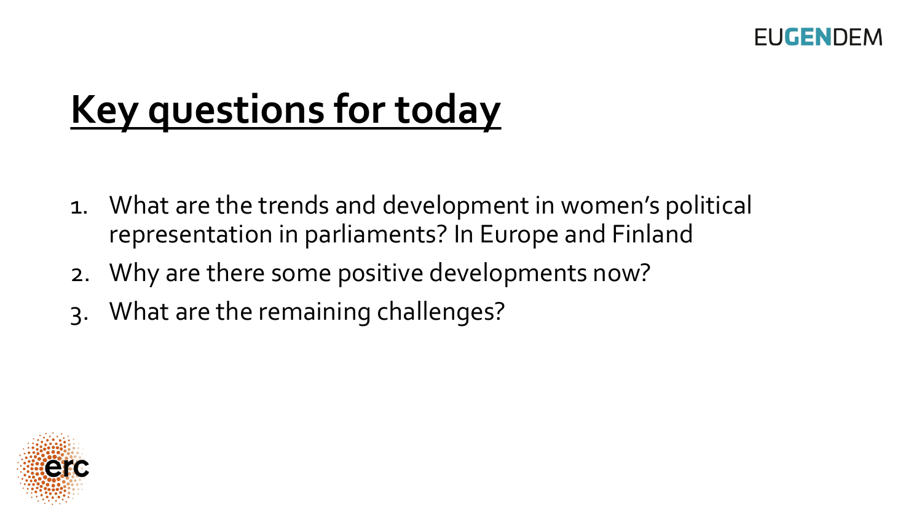# Key questions for today

1. What are the trends and development in women's political representation in parliaments? In Europe and Finland
2. Why are there some positive developments now?
3. What are the remaining challenges?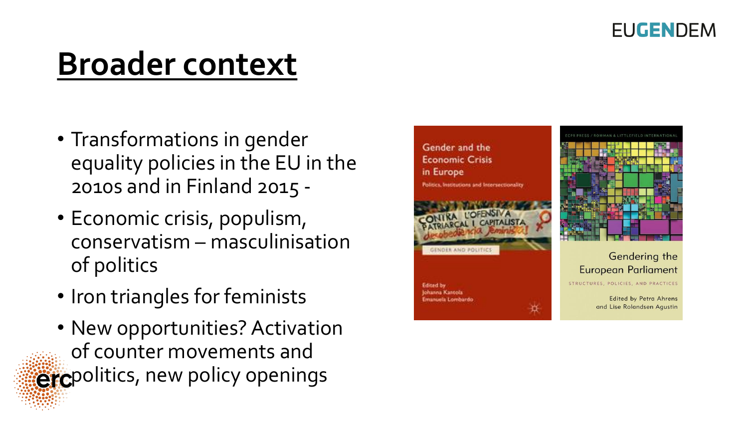# Broader context

- Transformations in gender equality policies in the EU in the 2010s and in Finland 2015 -
- Economic crisis, populism, conservatism – masculinisation of politics
- Iron triangles for feminists
- New opportunities? Activation of counter movements and politics, new policy openings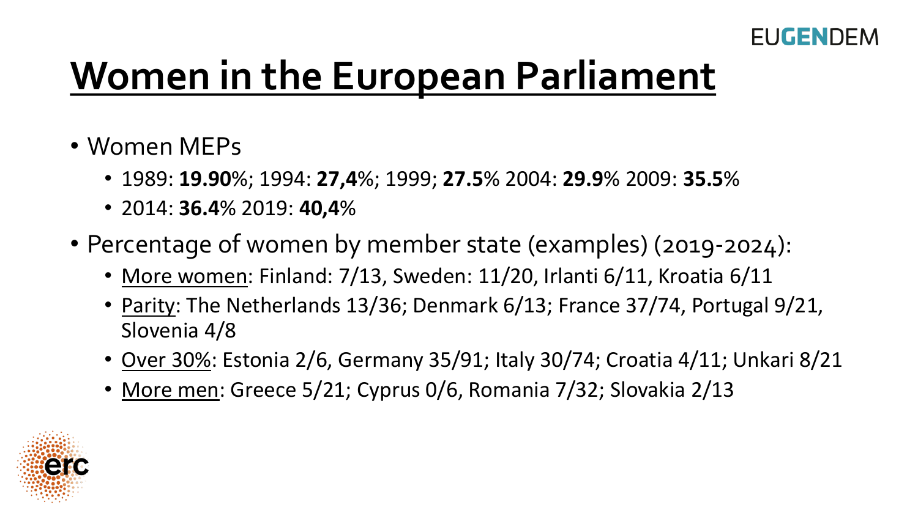# Women in the European Parliament

- Women MEPs
  - 1989: **19.90**%; 1994: **27,4**%; 1999; **27.5**% 2004: **29.9**% 2009: **35.5**%
  - 2014: **36.4**% 2019: **40,4**%
- Percentage of women by member state (examples) (2019-2024):
  - More women: Finland: 7/13, Sweden: 11/20, Irlanti 6/11, Kroatia 6/11
  - Parity: The Netherlands 13/36; Denmark 6/13; France 37/74, Portugal 9/21, Slovenia 4/8
  - Over 30%: Estonia 2/6, Germany 35/91; Italy 30/74; Croatia 4/11; Unkari 8/21
  - More men: Greece 5/21; Cyprus 0/6, Romania 7/32; Slovakia 2/13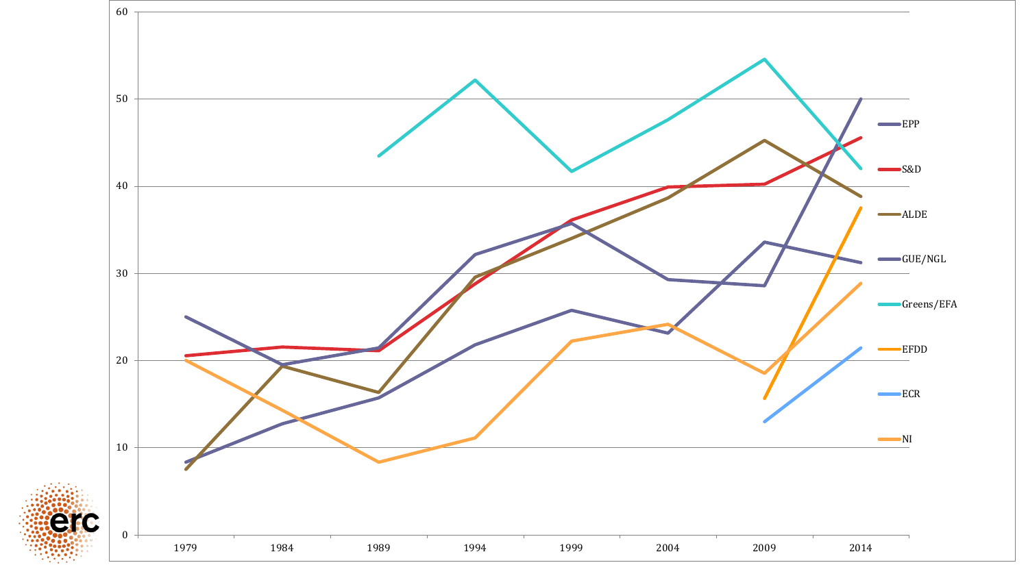60

50

40

30

20

10

0

1979 1984 1989 1994 1999 2004 2009 2014

- EPP
- S&D
- ALDE
- GUE/NGL
- Greens/EFA
- EFDD
- ECR
- NI

erc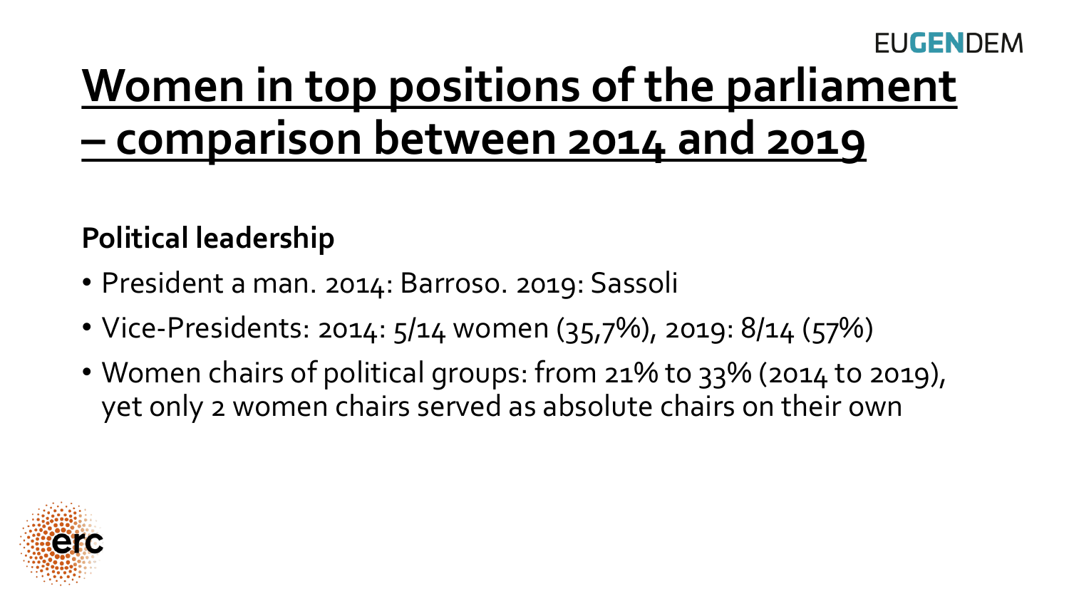# Women in top positions of the parliament – comparison between 2014 and 2019

**Political leadership**

- President a man. 2014: Barroso. 2019: Sassoli
- Vice-Presidents: 2014: 5/14 women (35,7%), 2019: 8/14 (57%)
- Women chairs of political groups: from 21% to 33% (2014 to 2019), yet only 2 women chairs served as absolute chairs on their own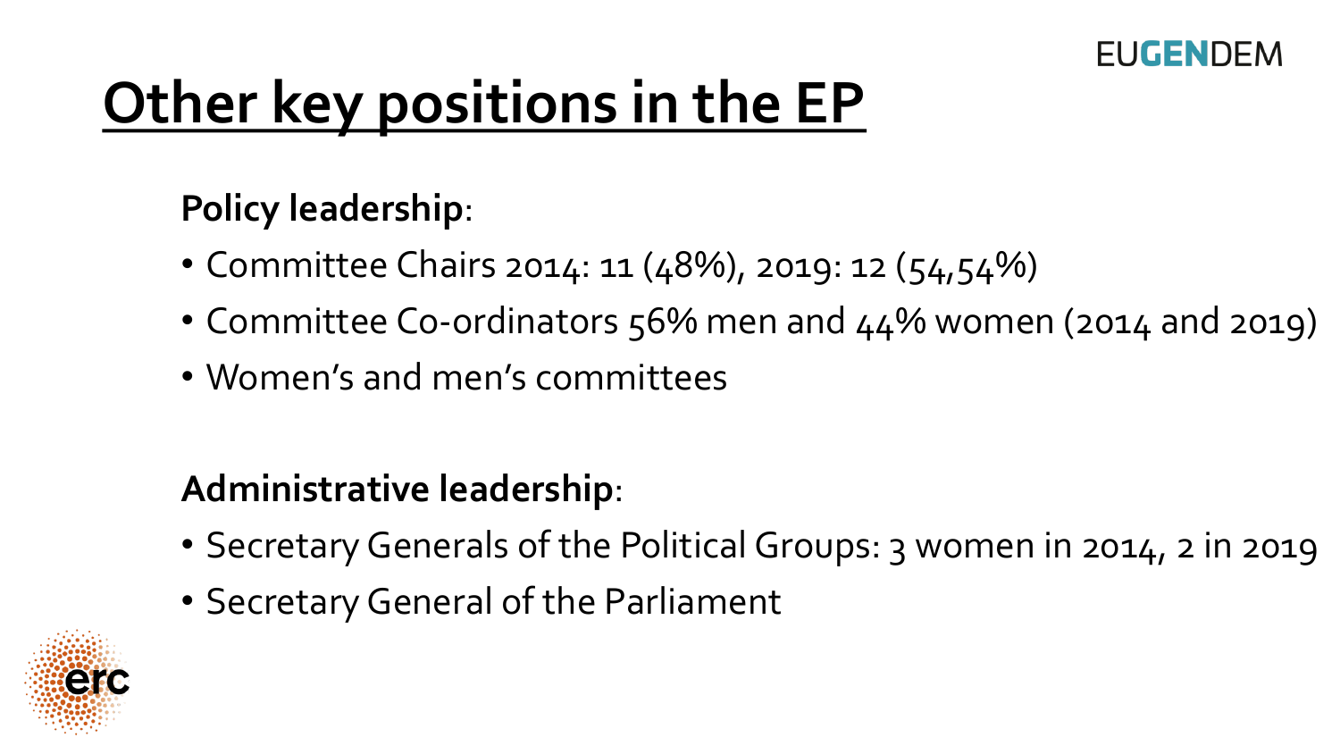# Other key positions in the EP

**Policy leadership**:

- Committee Chairs 2014: 11 (48%), 2019: 12 (54,54%)
- Committee Co-ordinators 56% men and 44% women (2014 and 2019)
- Women's and men's committees

**Administrative leadership**:

- Secretary Generals of the Political Groups: 3 women in 2014, 2 in 2019
- Secretary General of the Parliament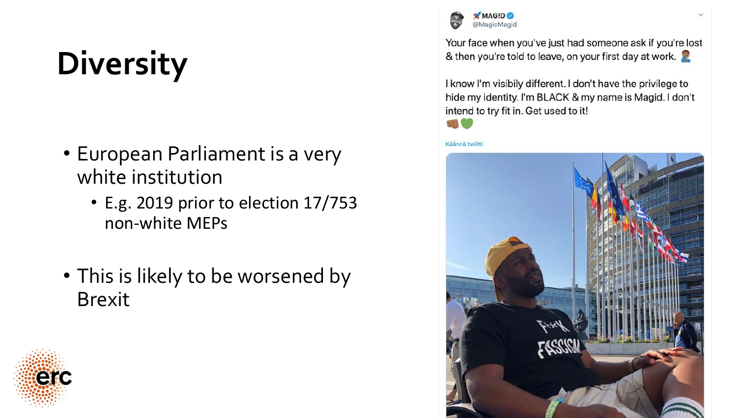# Diversity

- European Parliament is a very white institution
  - E.g. 2019 prior to election 17/753 non-white MEPs
- This is likely to be worsened by Brexit

🚀MAG!D @MagicMagid

Your face when you've just had someone ask if you're lost & then you're told to leave, on your first day at work. 🤦🏾‍♂️

I know I'm visibily different. I don't have the privilege to hide my identity. I'm BLACK & my name is Magid. I don't intend to try fit in. Get used to it! 👊🏾💚

Käännä twiitti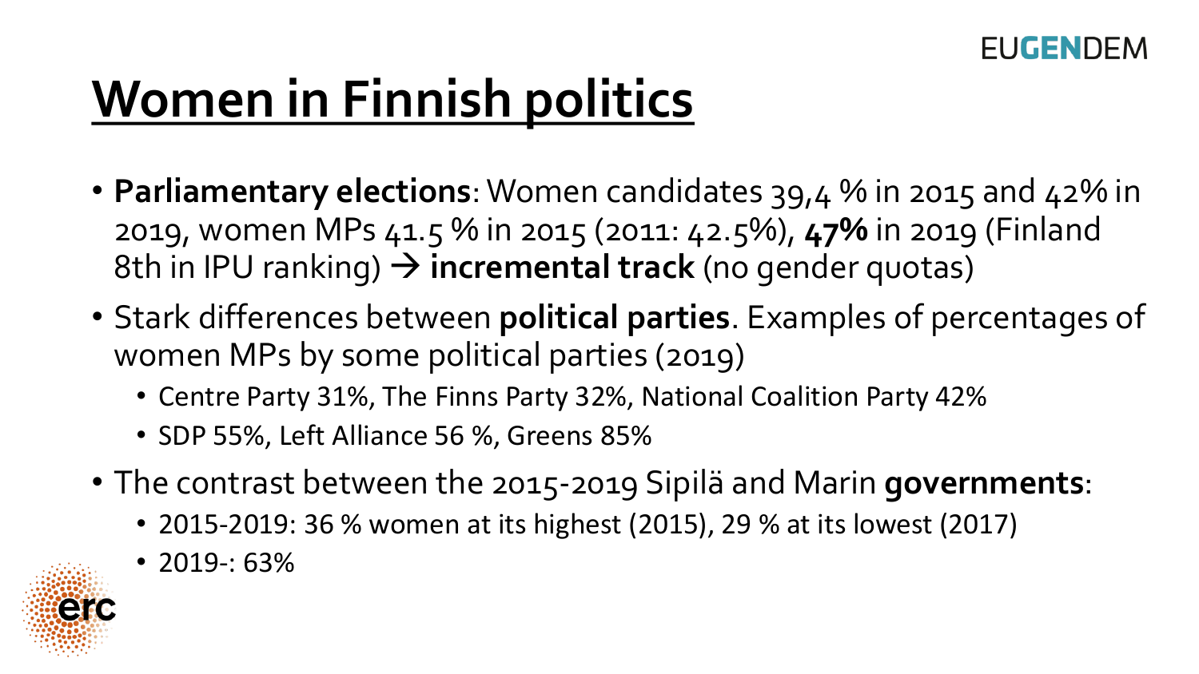# Women in Finnish politics

- **Parliamentary elections**: Women candidates 39,4 % in 2015 and 42% in 2019, women MPs 41.5 % in 2015 (2011: 42.5%), **47%** in 2019 (Finland 8th in IPU ranking) → **incremental track** (no gender quotas)
- Stark differences between **political parties**. Examples of percentages of women MPs by some political parties (2019)
  - Centre Party 31%, The Finns Party 32%, National Coalition Party 42%
  - SDP 55%, Left Alliance 56 %, Greens 85%
- The contrast between the 2015-2019 Sipilä and Marin **governments**:
  - 2015-2019: 36 % women at its highest (2015), 29 % at its lowest (2017)
  - 2019-: 63%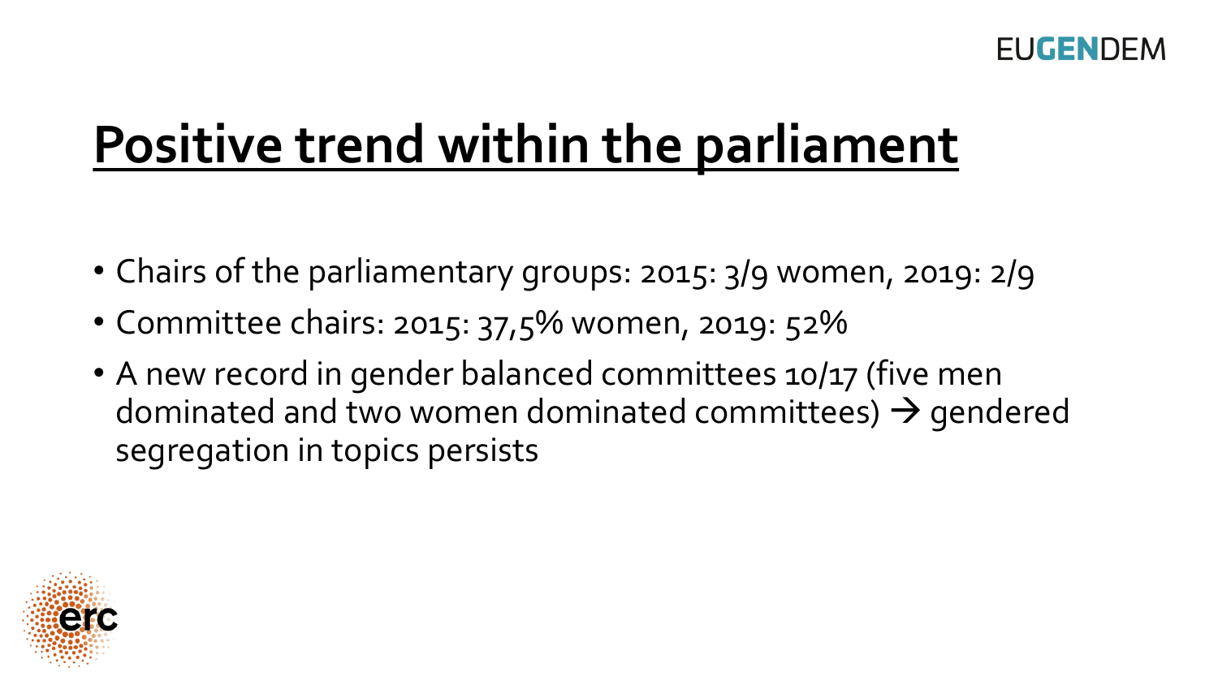# Positive trend within the parliament

- Chairs of the parliamentary groups: 2015: 3/9 women, 2019: 2/9
- Committee chairs: 2015: 37,5% women, 2019: 52%
- A new record in gender balanced committees 10/17 (five men dominated and two women dominated committees) → gendered segregation in topics persists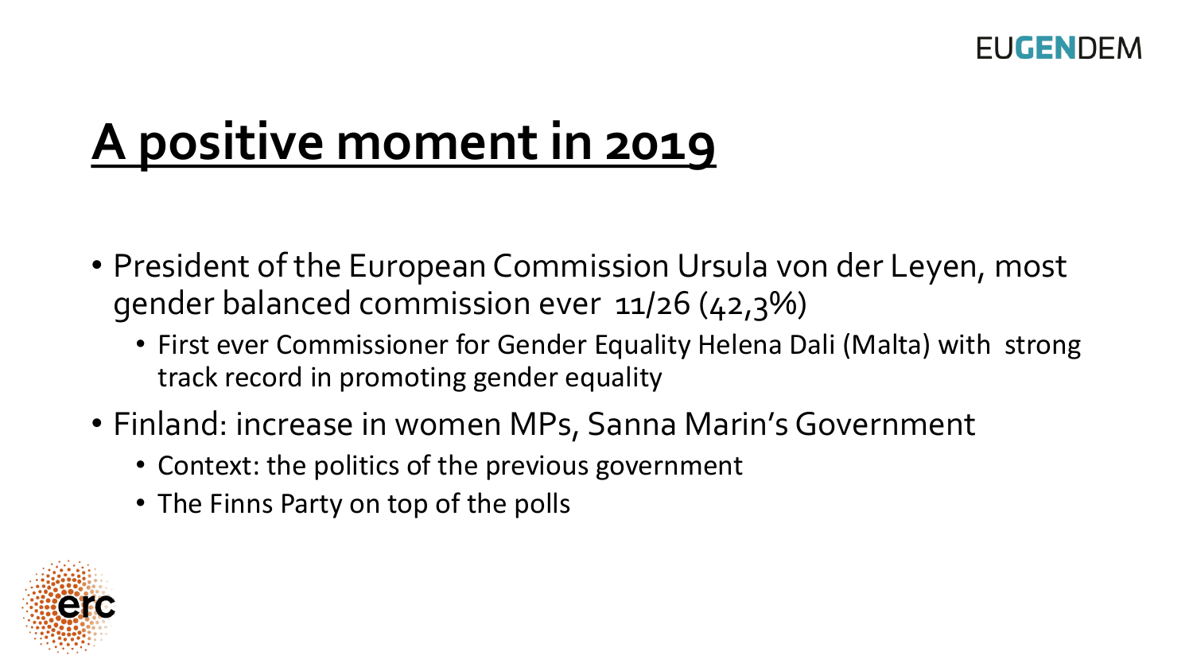# A positive moment in 2019

- President of the European Commission Ursula von der Leyen, most gender balanced commission ever 11/26 (42,3%)
  - First ever Commissioner for Gender Equality Helena Dali (Malta) with strong track record in promoting gender equality
- Finland: increase in women MPs, Sanna Marin's Government
  - Context: the politics of the previous government
  - The Finns Party on top of the polls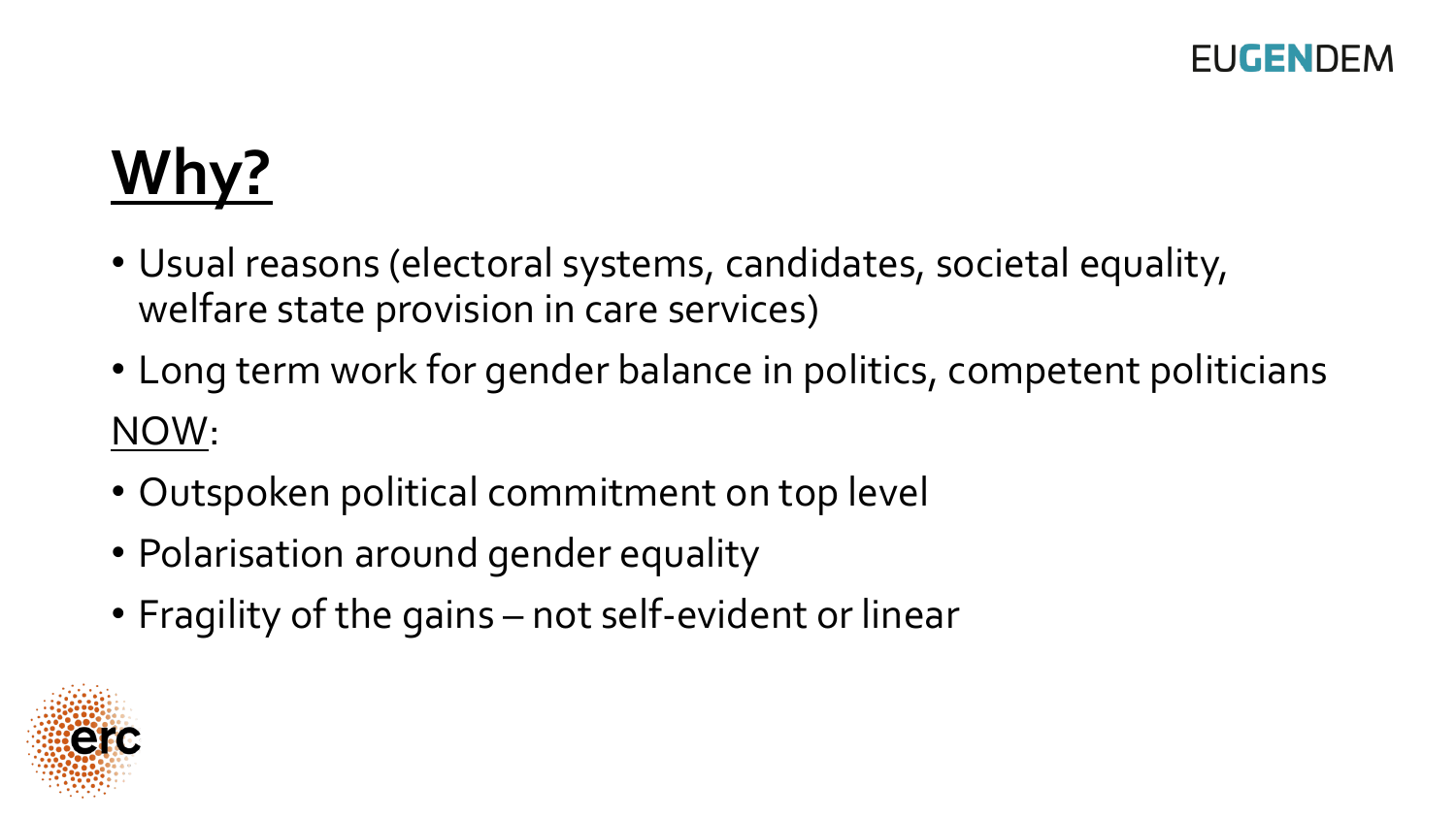# Why?

- Usual reasons (electoral systems, candidates, societal equality, welfare state provision in care services)
- Long term work for gender balance in politics, competent politicians

NOW:

- Outspoken political commitment on top level
- Polarisation around gender equality
- Fragility of the gains – not self-evident or linear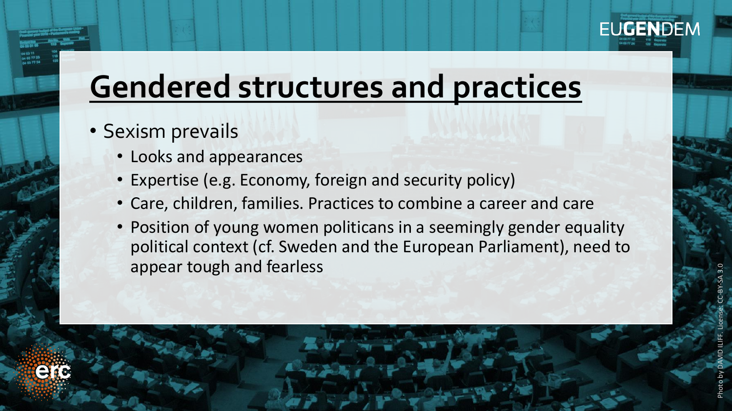EUGENDEM

# Gendered structures and practices

- Sexism prevails
  - Looks and appearances
  - Expertise (e.g. Economy, foreign and security policy)
  - Care, children, families. Practices to combine a career and care
  - Position of young women politicans in a seemingly gender equality political context (cf. Sweden and the European Parliament), need to appear tough and fearless

Photo by DAVID ILIFF. License: CC-BY-SA 3.0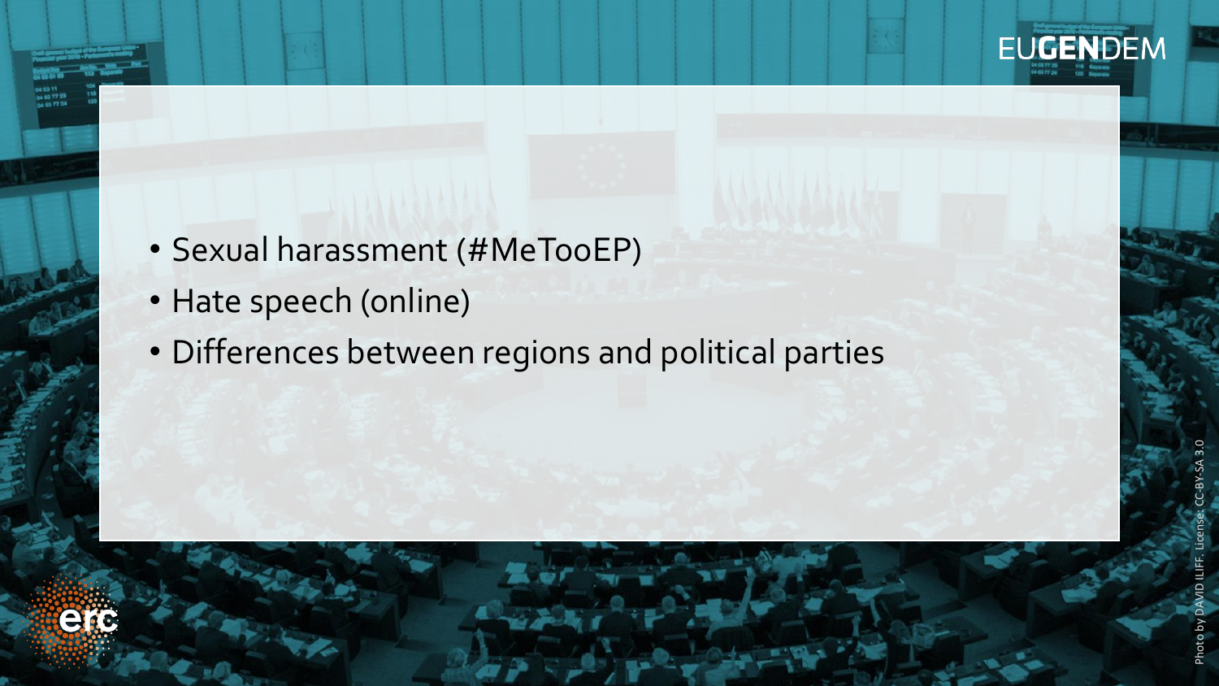- Sexual harassment (#MeTooEP)
- Hate speech (online)
- Differences between regions and political parties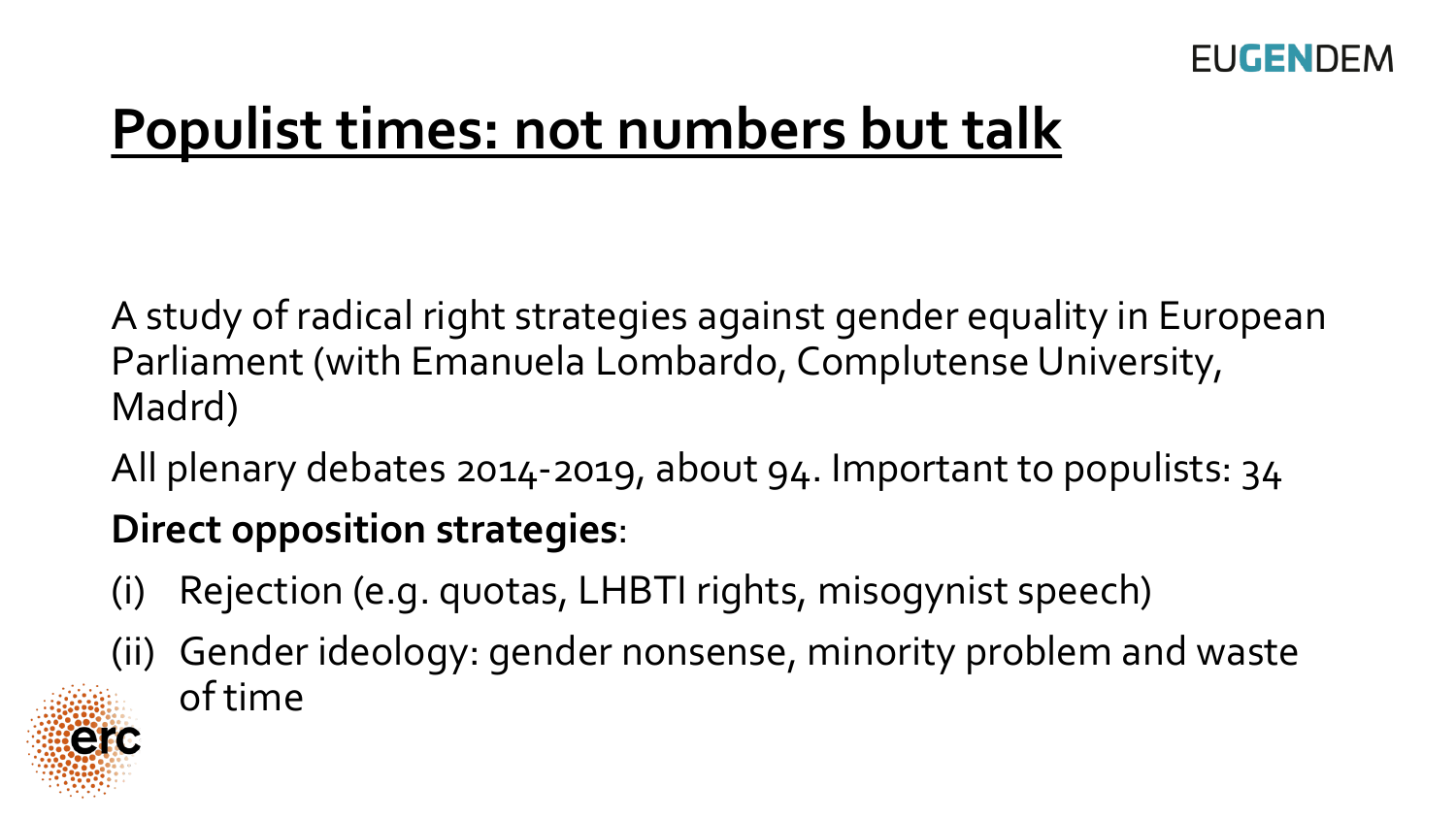# Populist times: not numbers but talk

A study of radical right strategies against gender equality in European Parliament (with Emanuela Lombardo, Complutense University, Madrd)

All plenary debates 2014-2019, about 94. Important to populists: 34

**Direct opposition strategies**:

(i) Rejection (e.g. quotas, LHBTI rights, misogynist speech)

(ii) Gender ideology: gender nonsense, minority problem and waste of time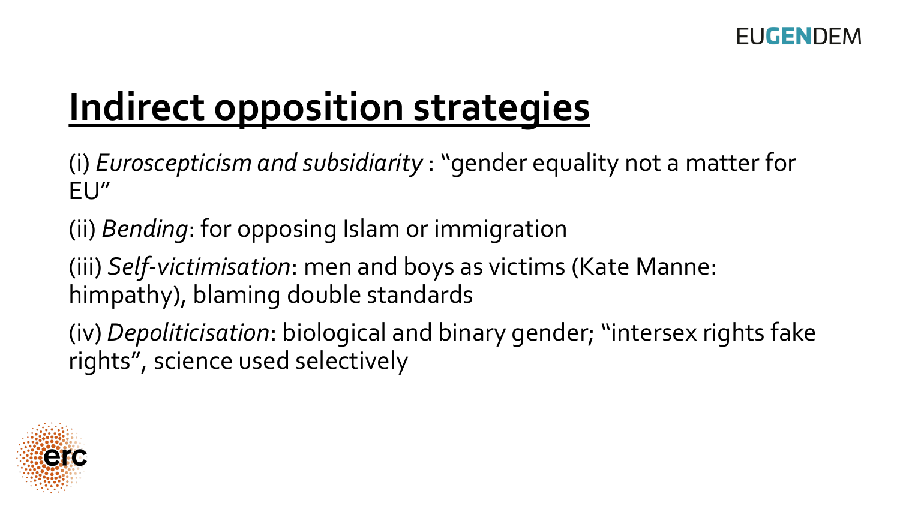# Indirect opposition strategies

(i) *Euroscepticism and subsidiarity* : "gender equality not a matter for EU"

(ii) *Bending*: for opposing Islam or immigration

(iii) *Self-victimisation*: men and boys as victims (Kate Manne: himpathy), blaming double standards

(iv) *Depoliticisation*: biological and binary gender; "intersex rights fake rights", science used selectively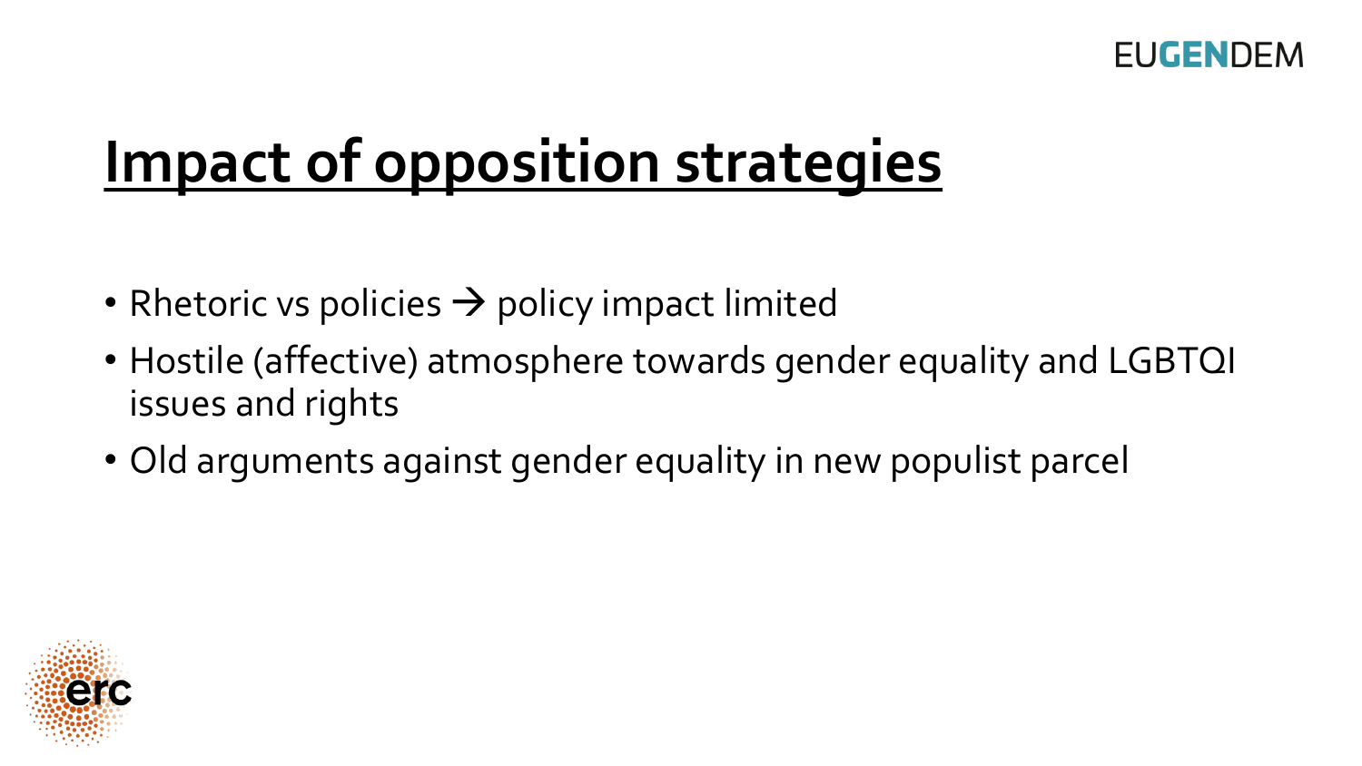# Impact of opposition strategies

- Rhetoric vs policies → policy impact limited
- Hostile (affective) atmosphere towards gender equality and LGBTQI issues and rights
- Old arguments against gender equality in new populist parcel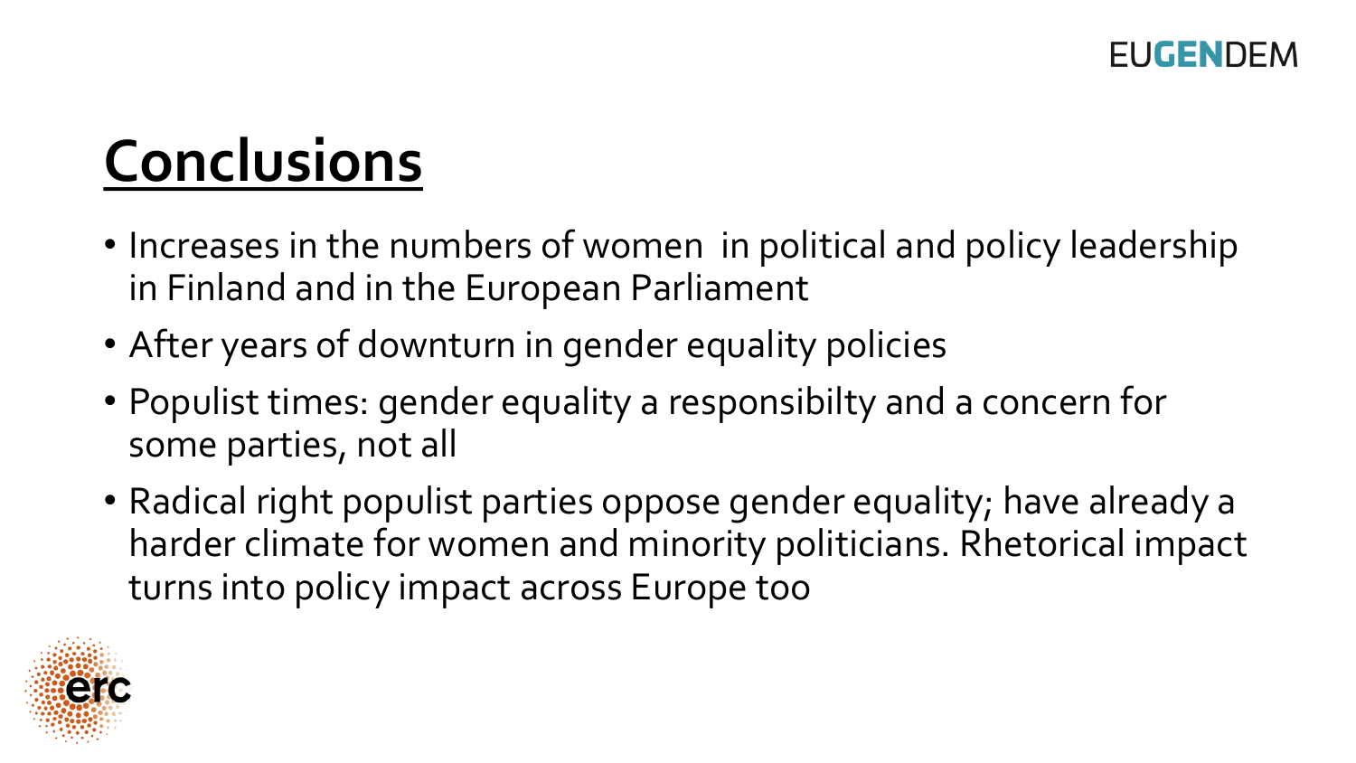# Conclusions

- Increases in the numbers of women  in political and policy leadership in Finland and in the European Parliament
- After years of downturn in gender equality policies
- Populist times: gender equality a responsibilty and a concern for some parties, not all
- Radical right populist parties oppose gender equality; have already a harder climate for women and minority politicians. Rhetorical impact turns into policy impact across Europe too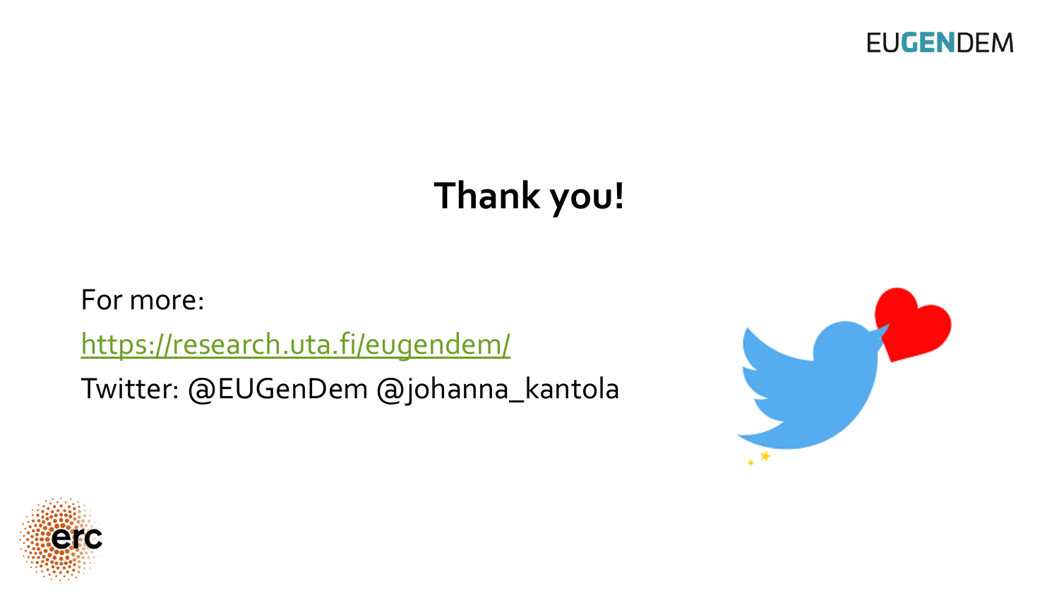EUGENDEM

# Thank you!

For more:

https://research.uta.fi/eugendem/

Twitter: @EUGenDem @johanna_kantola

erc